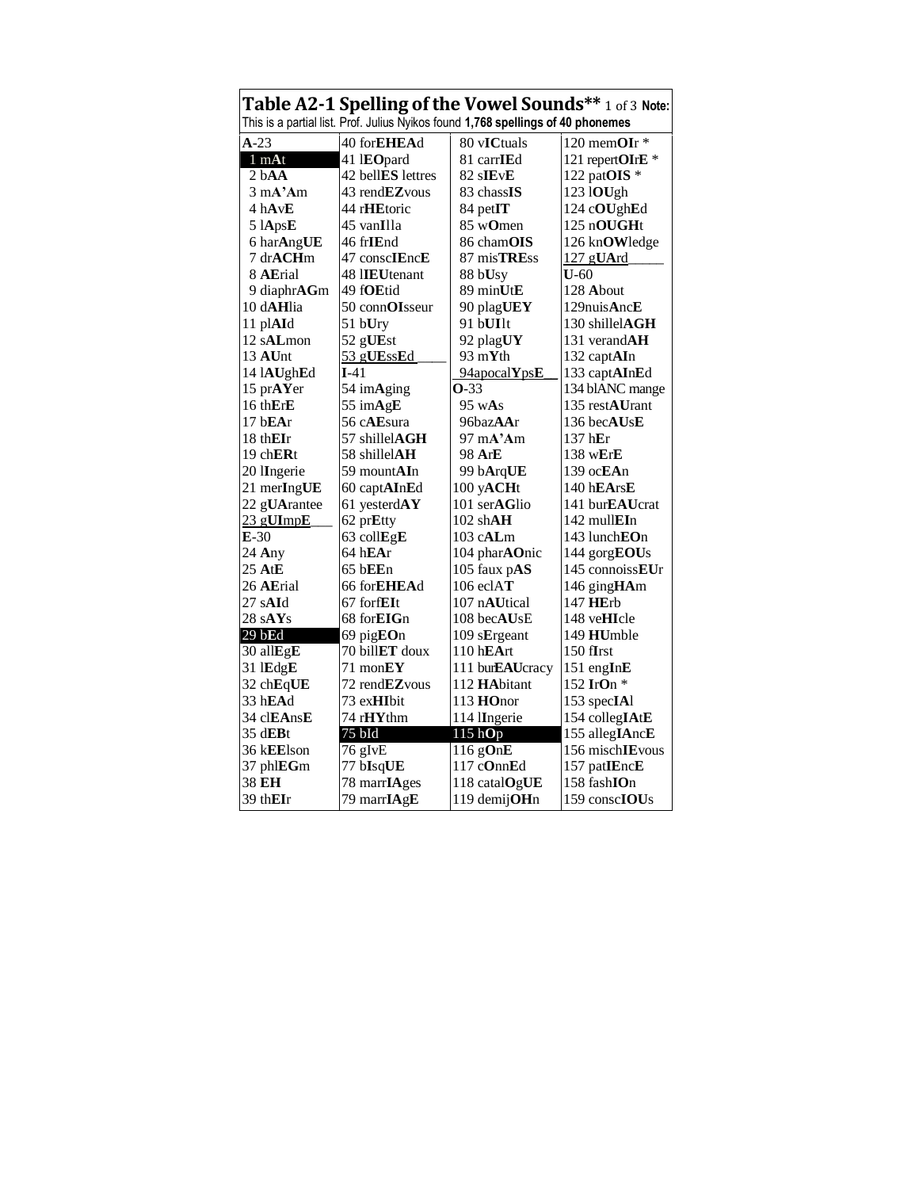**Table A2-1 Spelling of the Vowel Sounds**** 1 of 3 **Note:** This is a partial list. Prof. Julius Nyikos found **1,768 spellings of 40 phonemes**

| | | | |
|---|---|---|---|
| **A**-23 | 40 for**EHEA**d | 80 v**IC**tuals | 120 mem**OI**r * |
| 1 m**A**t | 41 l**EO**pard | 81 carr**IE**d | 121 repert**OI**r**E** * |
| 2 b**AA** | 42 bell**ES** lettres | 82 s**IE**v**E** | 122 pat**OIS** * |
| 3 m**A'A**m | 43 rend**EZ**vous | 83 chass**IS** | 123 l**OU**gh |
| 4 h**A**v**E** | 44 r**HE**toric | 84 pet**IT** | 124 c**OU**gh**E**d |
| 5 l**A**ps**E** | 45 van**I**lla | 85 w**O**men | 125 n**OUGH**t |
| 6 har**A**ng**UE** | 46 fr**IE**nd | 86 cham**OIS** | 126 kn**OW**ledge |
| 7 dr**ACH**m | 47 consc**IE**nc**E** | 87 mis**TRE**ss | 127 g**UA**rd |
| 8 **AE**rial | 48 l**IEU**tenant | 88 b**U**sy | **U**-60 |
| 9 diaphr**AG**m | 49 f**OE**tid | 89 min**U**t**E** | 128 **A**bout |
| 10 d**AH**lia | 50 conn**OI**sseur | 90 plag**UEY** | 129nuis**A**nc**E** |
| 11 pl**AI**d | 51 b**U**ry | 91 b**UI**lt | 130 shillel**AGH** |
| 12 s**AL**mon | 52 g**UE**st | 92 plag**UY** | 131 verand**AH** |
| 13 **AU**nt | 53 g**UE**ss**E**d | 93 m**Y**th | 132 capt**AI**n |
| 14 l**AU**gh**E**d | **I**-41 | 94apocal**Y**ps**E** | 133 capt**AI**n**E**d |
| 15 pr**AY**er | 54 im**A**ging | **O**-33 | 134 blANC mange |
| 16 th**E**r**E** | 55 im**A**g**E** | 95 w**A**s | 135 rest**AU**rant |
| 17 b**EA**r | 56 c**AE**sura | 96baz**AA**r | 136 bec**AU**s**E** |
| 18 th**EI**r | 57 shillel**AGH** | 97 m**A'A**m | 137 h**E**r |
| 19 ch**ER**t | 58 shillel**AH** | 98 **A**r**E** | 138 w**E**r**E** |
| 20 l**I**ngerie | 59 mount**AI**n | 99 b**A**rq**UE** | 139 oc**EA**n |
| 21 mer**I**ng**UE** | 60 capt**AI**n**E**d | 100 y**ACH**t | 140 h**EA**rs**E** |
| 22 g**UA**rantee | 61 yesterd**AY** | 101 ser**AG**lio | 141 bur**EAU**crat |
| 23 g**UI**mp**E** | 62 pr**E**tty | 102 sh**AH** | 142 mull**EI**n |
| **E**-30 | 63 coll**E**g**E** | 103 c**AL**m | 143 lunch**EO**n |
| 24 **A**ny | 64 h**EA**r | 104 phar**AO**nic | 144 gorg**EOU**s |
| 25 **A**t**E** | 65 b**EE**n | 105 faux p**AS** | 145 connoiss**EU**r |
| 26 **AE**rial | 66 for**EHEA**d | 106 ecl**AT** | 146 ging**HA**m |
| 27 s**AI**d | 67 forf**EI**t | 107 n**AU**tical | 147 **HE**rb |
| 28 s**AY**s | 68 for**EIG**n | 108 bec**AU**sE | 148 ve**HI**cle |
| 29 b**E**d | 69 pig**EO**n | 109 s**E**rgeant | 149 **HU**mble |
| 30 all**E**g**E** | 70 bill**ET** doux | 110 h**EA**rt | 150 f**I**rst |
| 31 l**E**dg**E** | 71 mon**EY** | 111 bur**EAU**cracy | 151 eng**I**n**E** |
| 32 ch**E**q**UE** | 72 rend**EZ**vous | 112 **HA**bitant | 152 **I**r**O**n * |
| 33 h**EA**d | 73 ex**HI**bit | 113 **HO**nor | 153 spec**IA**l |
| 34 cl**EA**ns**E** | 74 r**HY**thm | 114 l**I**ngerie | 154 colleg**IA**t**E** |
| 35 d**EB**t | 75 b**I**d | 115 h**O**p | 155 alleg**IA**nc**E** |
| 36 k**EE**lson | 76 g**I**v**E** | 116 g**O**n**E** | 156 misch**IE**vous |
| 37 phl**EG**m | 77 b**I**sq**UE** | 117 c**O**nn**E**d | 157 pat**IE**nc**E** |
| 38 **EH** | 78 marr**IA**ges | 118 catal**O**g**UE** | 158 fash**IO**n |
| 39 th**EI**r | 79 marr**IA**g**E** | 119 demij**OH**n | 159 consc**IOU**s |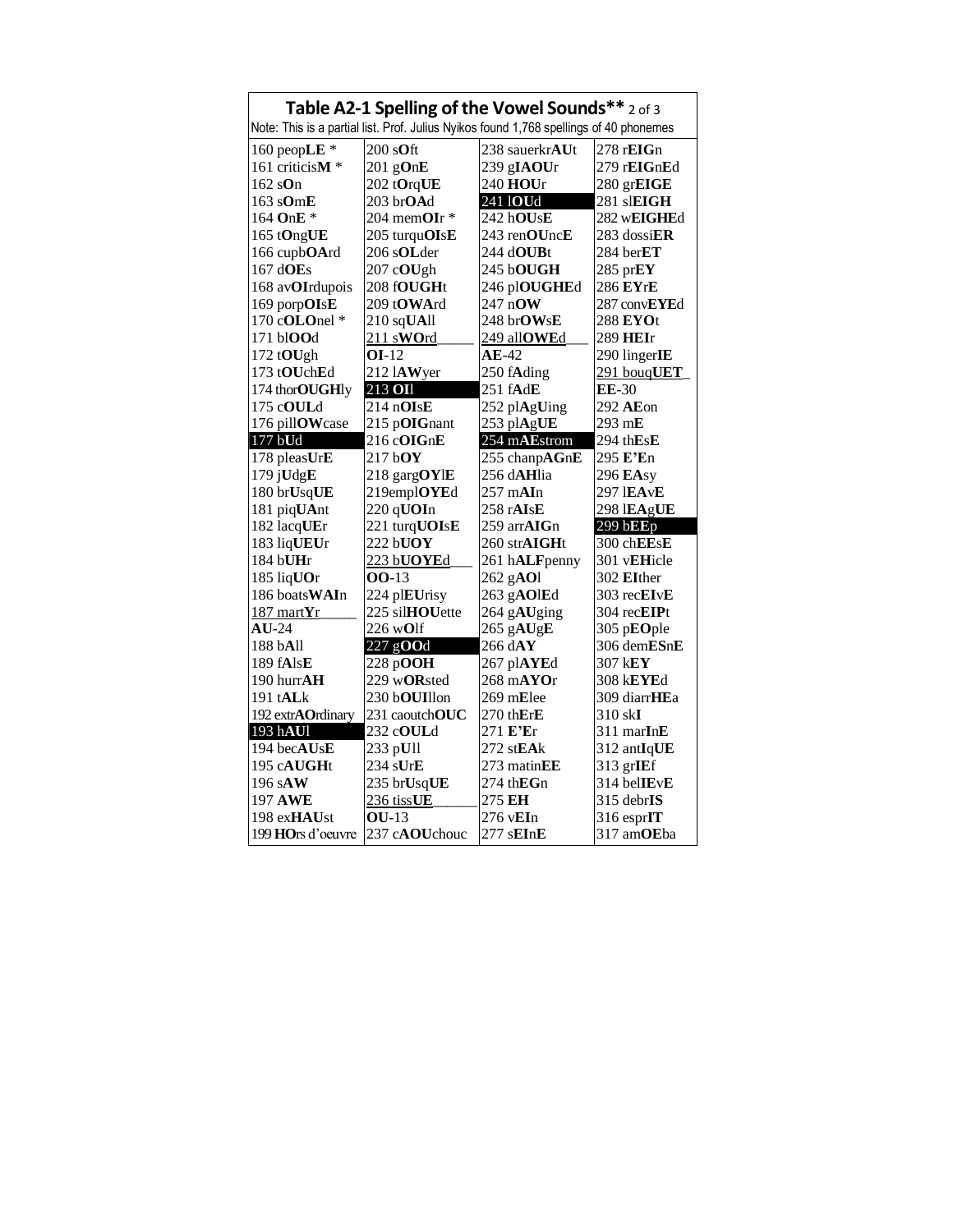## Table A2-1 Spelling of the Vowel Sounds** 2 of 3

Note: This is a partial list. Prof. Julius Nyikos found 1,768 spellings of 40 phonemes

| | | | |
|---|---|---|---|
| 160 peop**LE** * | 200 s**O**ft | 238 sauerkr**AU**t | 278 r**EIG**n |
| 161 criticis**M** * | 201 g**O**n**E** | 239 g**IAOU**r | 279 r**EIG**n**E**d |
| 162 s**O**n | 202 t**O**rq**UE** | 240 **HOU**r | 280 gr**EIGE** |
| 163 s**O**m**E** | 203 br**OA**d | 241 l**OU**d | 281 sl**EIGH** |
| 164 **O**n**E** * | 204 mem**OI**r * | 242 h**OU**s**E** | 282 w**EIGHE**d |
| 165 t**O**ng**UE** | 205 turqu**OI**s**E** | 243 ren**OU**nc**E** | 283 dossi**ER** |
| 166 cupb**OA**rd | 206 s**OL**der | 244 d**OUB**t | 284 ber**ET** |
| 167 d**OE**s | 207 c**OU**gh | 245 b**OUGH** | 285 pr**EY** |
| 168 av**OI**rdupois | 208 f**OUGH**t | 246 pl**OUGHE**d | 286 **EY**r**E** |
| 169 porp**OI**s**E** | 209 t**OWA**rd | 247 n**OW** | 287 conv**EYE**d |
| 170 c**OLO**nel * | 210 sq**UA**ll | 248 br**OW**s**E** | 288 **EYO**t |
| 171 bl**OO**d | 211 s**WO**rd | 249 all**OWE**d | 289 **HEI**r |
| 172 t**OU**gh | **OI**-12 | **AE**-42 | 290 linger**IE** |
| 173 t**OU**ch**E**d | 212 l**AW**yer | 250 f**A**ding | 291 bouq**UET** |
| 174 thor**OUGH**ly | 213 **OI**l | 251 f**A**d**E** | **EE**-30 |
| 175 c**OUL**d | 214 n**OI**s**E** | 252 pl**A**g**U**ing | 292 **AE**on |
| 176 pill**OW**case | 215 p**OIG**nant | 253 pl**A**g**UE** | 293 m**E** |
| 177 b**U**d | 216 c**OIG**n**E** | 254 m**AE**strom | 294 th**E**s**E** |
| 178 pleas**U**r**E** | 217 b**OY** | 255 chanp**AG**n**E** | 295 **E'E**n |
| 179 j**U**dg**E** | 218 garg**OY**l**E** | 256 d**AH**lia | 296 **EA**sy |
| 180 br**U**sq**UE** | 219empl**OYE**d | 257 m**AI**n | 297 l**EA**v**E** |
| 181 piq**UA**nt | 220 q**UOI**n | 258 r**AI**s**E** | 298 l**EA**g**UE** |
| 182 lacq**UE**r | 221 turq**UOI**s**E** | 259 arr**AIG**n | 299 b**EE**p |
| 183 liq**UE**Ur | 222 b**UOY** | 260 str**AIGH**t | 300 ch**EE**s**E** |
| 184 b**UH**r | 223 b**UOYE**d | 261 h**ALF**penny | 301 v**EH**icle |
| 185 liq**UO**r | **OO**-13 | 262 g**AO**l | 302 **EI**ther |
| 186 boats**WAI**n | 224 pl**EU**risy | 263 g**AO**l**E**d | 303 rec**EI**v**E** |
| 187 mart**Y**r | 225 sil**HOU**ette | 264 g**AU**ging | 304 rec**EIP**t |
| **AU**-24 | 226 w**O**lf | 265 g**AU**g**E** | 305 p**EO**ple |
| 188 b**A**ll | 227 g**OO**d | 266 d**AY** | 306 dem**ES**n**E** |
| 189 f**A**ls**E** | 228 p**OOH** | 267 pl**AYE**d | 307 k**EY** |
| 190 hurr**AH** | 229 w**OR**sted | 268 m**AYO**r | 308 k**EYE**d |
| 191 t**AL**k | 230 b**OUI**llon | 269 m**E**lee | 309 diarr**HE**a |
| 192 extr**AO**rdinary | 231 caoutch**OUC** | 270 th**E**r**E** | 310 sk**I** |
| 193 h**AU**l | 232 c**OUL**d | 271 **E'E**r | 311 mar**I**n**E** |
| 194 bec**AU**s**E** | 233 p**U**ll | 272 st**EA**k | 312 ant**I**q**UE** |
| 195 c**AUGH**t | 234 s**U**r**E** | 273 matin**EE** | 313 gr**IE**f |
| 196 s**AW** | 235 br**U**sq**UE** | 274 th**EG**n | 314 bel**IE**v**E** |
| 197 **AWE** | 236 tiss**UE** | 275 **EH** | 315 debr**IS** |
| 198 ex**HAU**st | **OU**-13 | 276 v**EI**n | 316 espr**IT** |
| 199 **HO**rs d'oeuvre | 237 c**AOU**chouc | 277 s**EI**n**E** | 317 am**OE**ba |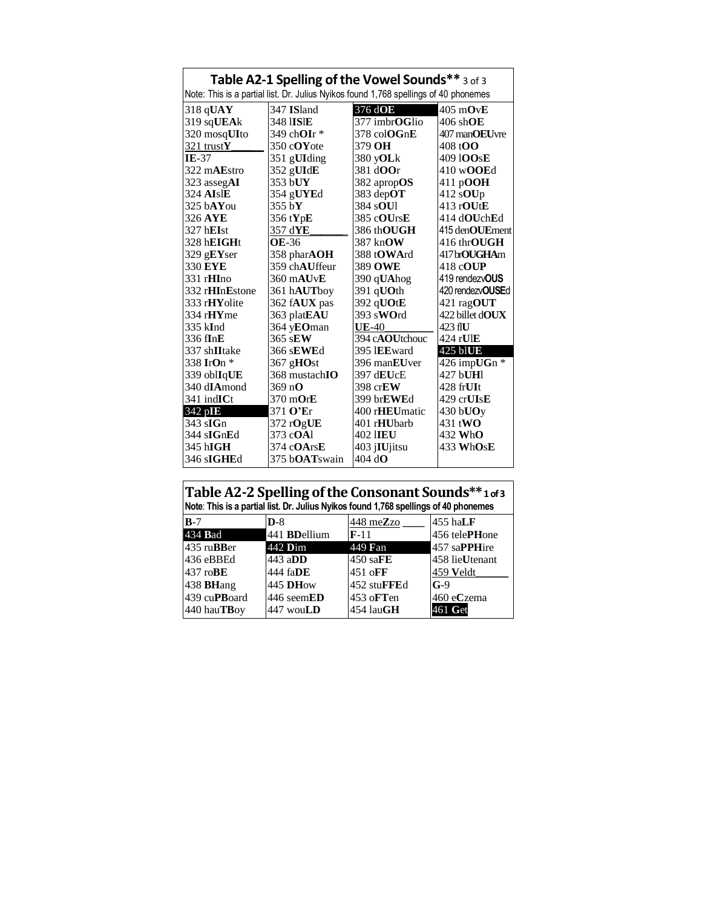## Table A2-1 Spelling of the Vowel Sounds** 3 of 3

Note: This is a partial list. Dr. Julius Nyikos found 1,768 spellings of 40 phonemes

| | | | |
|---|---|---|---|
| 318 q**UAY** | 347 **IS**land | 376 d**OE** | 405 m**O**v**E** |
| 319 sq**UEA**k | 348 l**IS**l**E** | 377 imbr**OG**lio | 406 sh**OE** |
| 320 mosq**UI**to | 349 ch**OI**r * | 378 col**OG**n**E** | 407 man**OEU**vre |
| 321 trust**Y**______ | 350 c**OY**ote | 379 **OH** | 408 t**OO** |
| **IE**-37 | 351 g**UI**ding | 380 y**OL**k | 409 l**OO**s**E** |
| 322 m**AE**stro | 352 g**UI**d**E** | 381 d**OO**r | 410 w**OOE**d |
| 323 asseg**AI** | 353 b**UY** | 382 aprop**OS** | 411 p**OOH** |
| 324 **AI**sl**E** | 354 g**UYE**d | 383 dep**OT** | 412 s**OU**p |
| 325 b**AY**ou | 355 b**Y** | 384 s**OU**l | 413 r**OU**t**E** |
| 326 **AYE** | 356 t**Y**p**E** | 385 c**OU**rs**E** | 414 d**OU**ch**E**d |
| 327 h**EI**st | 357 d**YE**_______ | 386 th**OUGH** | 415 den**OUE**ment |
| 328 h**EIGH**t | **OE**-36 | 387 kn**OW** | 416 thr**OUGH** |
| 329 g**EY**ser | 358 phar**AOH** | 388 t**OWA**rd | 417 br**OUGHA**m |
| 330 **EYE** | 359 ch**AU**ffeur | 389 **OWE** | 418 c**OUP** |
| 331 r**HI**no | 360 m**AU**v**E** | 390 q**UA**hog | 419 rendezv**OUS** |
| 332 r**HI**n**E**stone | 361 h**AUT**boy | 391 q**UO**th | 420 rendezv**OUSE**d |
| 333 r**HY**olite | 362 f**AUX** pas | 392 q**UO**t**E** | 421 rag**OUT** |
| 334 r**HY**me | 363 plat**EAU** | 393 s**WO**rd | 422 billet d**OUX** |
| 335 k**I**nd | 364 y**EO**man | **UE**-40_________ | 423 fl**U** |
| 336 f**I**n**E** | 365 s**EW** | 394 c**AOU**tchouc | 424 r**U**l**E** |
| 337 sh**II**take | 366 s**EWE**d | 395 l**EE**ward | 425 bl**UE** |
| 338 **I**r**O**n * | 367 g**HO**st | 396 man**EU**ver | 426 imp**UG**n * |
| 339 obl**I**q**UE** | 368 mustach**IO** | 397 d**EU**c**E** | 427 b**UH**l |
| 340 d**IA**mond | 369 n**O** | 398 cr**EW** | 428 fr**UI**t |
| 341 ind**IC**t | 370 m**O**r**E** | 399 br**EWE**d | 429 cr**UI**s**E** |
| 342 p**IE** | 371 **O'E**r | 400 r**HEU**matic | 430 b**UO**y |
| 343 s**IG**n | 372 r**O**g**UE** | 401 r**HU**barb | 431 t**WO** |
| 344 s**IG**n**E**d | 373 c**OA**l | 402 l**IEU** | 432 **W**h**O** |
| 345 h**IGH** | 374 c**OA**rs**E** | 403 j**IU**jitsu | 433 **W**h**O**s**E** |
| 346 s**IGHE**d | 375 b**OAT**swain | 404 d**O** | |

## Table A2-2 Spelling of the Consonant Sounds** 1 of 3

Note: This is a partial list. Dr. Julius Nyikos found 1,768 spellings of 40 phonemes

| | | | |
|---|---|---|---|
| **B**-7 | **D**-8 | 448 me**Z**zo ____ | 455 ha**LF** |
| 434 **B**ad | 441 **BD**ellium | **F**-11 | 456 tele**PH**one |
| 435 ru**BB**er | 442 **D**im | 449 **F**an | 457 sa**PPH**ire |
| 436 eBBEd | 443 a**DD** | 450 sa**FE** | 458 lie**U**tenant |
| 437 ro**BE** | 444 fa**DE** | 451 o**FF** | 459 **V**eldt______ |
| 438 **BH**ang | 445 **DH**ow | 452 stu**FFE**d | **G**-9 |
| 439 cu**PB**oard | 446 seem**ED** | 453 o**FT**en | 460 e**C**zema |
| 440 hau**TB**oy | 447 wou**LD** | 454 lau**GH** | 461 **G**et |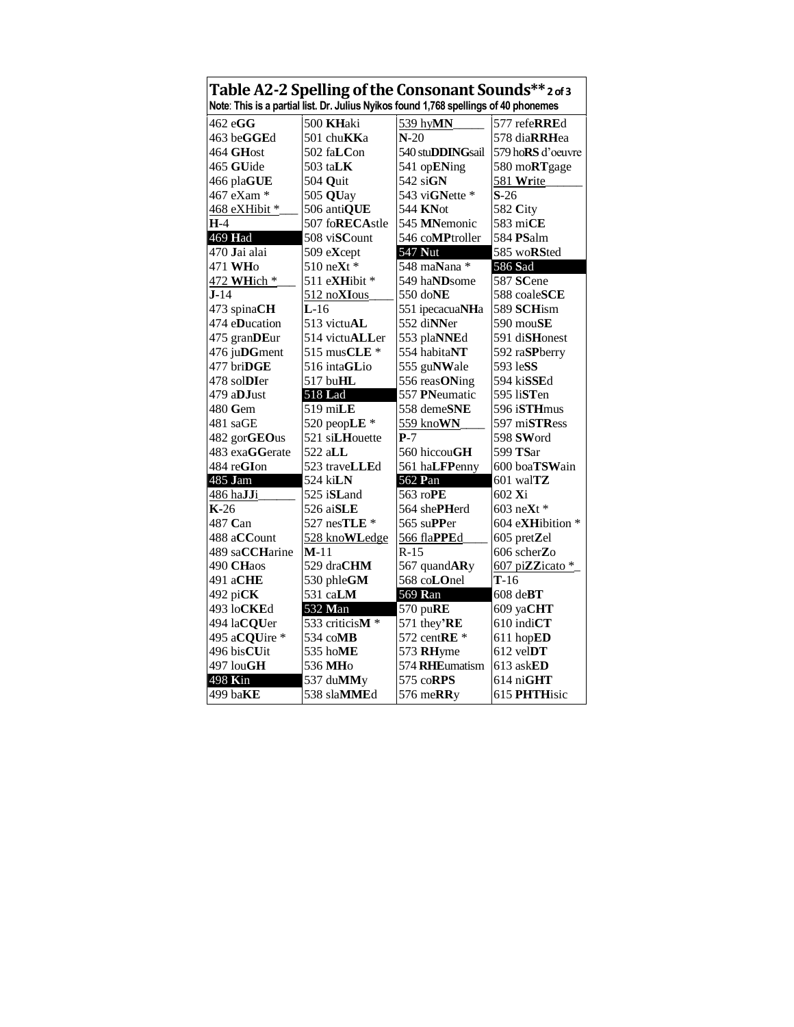## Table A2-2 Spelling of the Consonant Sounds** 2 of 3

**Note**: This is a partial list. Dr. Julius Nyikos found 1,768 spellings of 40 phonemes

| | | | |
|---|---|---|---|
| 462 e**GG** | 500 **KH**aki | 539 hy**MN**_____ | 577 refe**RRE**d |
| 463 be**GGE**d | 501 chu**KK**a | **N**-20 | 578 dia**RRH**ea |
| 464 **GH**ost | 502 fa**LC**on | 540 stu**DDING**sail | 579 ho**RS** d'oeuvre |
| 465 **GU**ide | 503 ta**LK** | 541 op**EN**ing | 580 mo**RT**gage |
| 466 pla**GUE** | 504 **Q**uit | 542 si**GN** | 581 **Wr**ite______ |
| 467 eXam * | 505 **QU**ay | 543 vi**GN**ette * | **S**-26 |
| 468 eXHibit *___ | 506 anti**QUE** | 544 **KN**ot | 582 **C**ity |
| **H**-4 | 507 fo**RECA**stle | 545 **MN**emonic | 583 mi**CE** |
| 469 **H**ad | 508 vi**SC**ount | 546 co**MP**troller | 584 **PS**alm |
| 470 **J**ai alai | 509 e**X**cept | 547 **N**ut | 585 wo**RS**ted |
| 471 **WH**o | 510 ne**X**t * | 548 ma**N**ana * | 586 **S**ad |
| 472 **WH**ich *___ | 511 e**XH**ibit * | 549 ha**ND**some | 587 **SC**ene |
| **J**-14 | 512 no**XI**ous____ | 550 do**NE** | 588 coale**SCE** |
| 473 spina**CH** | **L**-16 | 551 ipecacua**NH**a | 589 **SCH**ism |
| 474 e**D**ucation | 513 victu**AL** | 552 di**NN**er | 590 mou**SE** |
| 475 gran**DE**ur | 514 victu**ALL**er | 553 pla**NNE**d | 591 di**SH**onest |
| 476 ju**DG**ment | 515 mus**CLE** * | 554 habita**NT** | 592 ra**SP**berry |
| 477 bri**DGE** | 516 inta**GL**io | 555 gu**NW**ale | 593 le**SS** |
| 478 sol**DI**er | 517 bu**HL** | 556 reas**ON**ing | 594 ki**SSE**d |
| 479 a**DJ**ust | 518 **L**ad | 557 **PN**eumatic | 595 li**ST**en |
| 480 **G**em | 519 mi**LE** | 558 deme**SNE** | 596 i**STH**mus |
| 481 saGE | 520 peop**LE** * | 559 kno**WN**____ | 597 mi**STR**ess |
| 482 gor**GEO**us | 521 si**LH**ouette | **P**-7 | 598 **SW**ord |
| 483 exa**GG**erate | 522 a**LL** | 560 hiccou**GH** | 599 **TS**ar |
| 484 re**GI**on | 523 trave**LLE**d | 561 ha**LFP**enny | 600 boa**TSW**ain |
| 485 **J**am | 524 ki**LN** | 562 **P**an | 601 wal**TZ** |
| 486 ha**JJ**i______ | 525 i**SL**and | 563 ro**PE** | 602 **X**i |
| **K**-26 | 526 ai**SLE** | 564 she**PH**erd | 603 ne**X**t * |
| 487 **C**an | 527 nes**TLE** * | 565 su**PP**er | 604 e**XH**ibition * |
| 488 a**CC**ount | 528 kno**WL**edge | 566 fla**PPE**d____ | 605 pret**Z**el |
| 489 sa**CCH**arine | **M**-11 | R-15 | 606 scher**Z**o |
| 490 **CH**aos | 529 dra**CHM** | 567 quand**AR**y | 607 pi**ZZ**icato *_ |
| 491 a**CHE** | 530 phle**GM** | 568 co**LO**nel | **T**-16 |
| 492 pi**CK** | 531 ca**LM** | 569 **R**an | 608 de**BT** |
| 493 lo**CKE**d | 532 **M**an | 570 pu**RE** | 609 ya**CHT** |
| 494 la**CQU**er | 533 criticis**M** * | 571 they**'RE** | 610 indi**CT** |
| 495 a**CQU**ire * | 534 co**MB** | 572 cent**RE** * | 611 hop**ED** |
| 496 bis**CU**it | 535 ho**ME** | 573 **RH**yme | 612 vel**DT** |
| 497 lou**GH** | 536 **MH**o | 574 **RHE**umatism | 613 ask**ED** |
| 498 **K**in | 537 du**MM**y | 575 co**RPS** | 614 ni**GHT** |
| 499 ba**KE** | 538 sla**MME**d | 576 me**RR**y | 615 **PHTH**isic |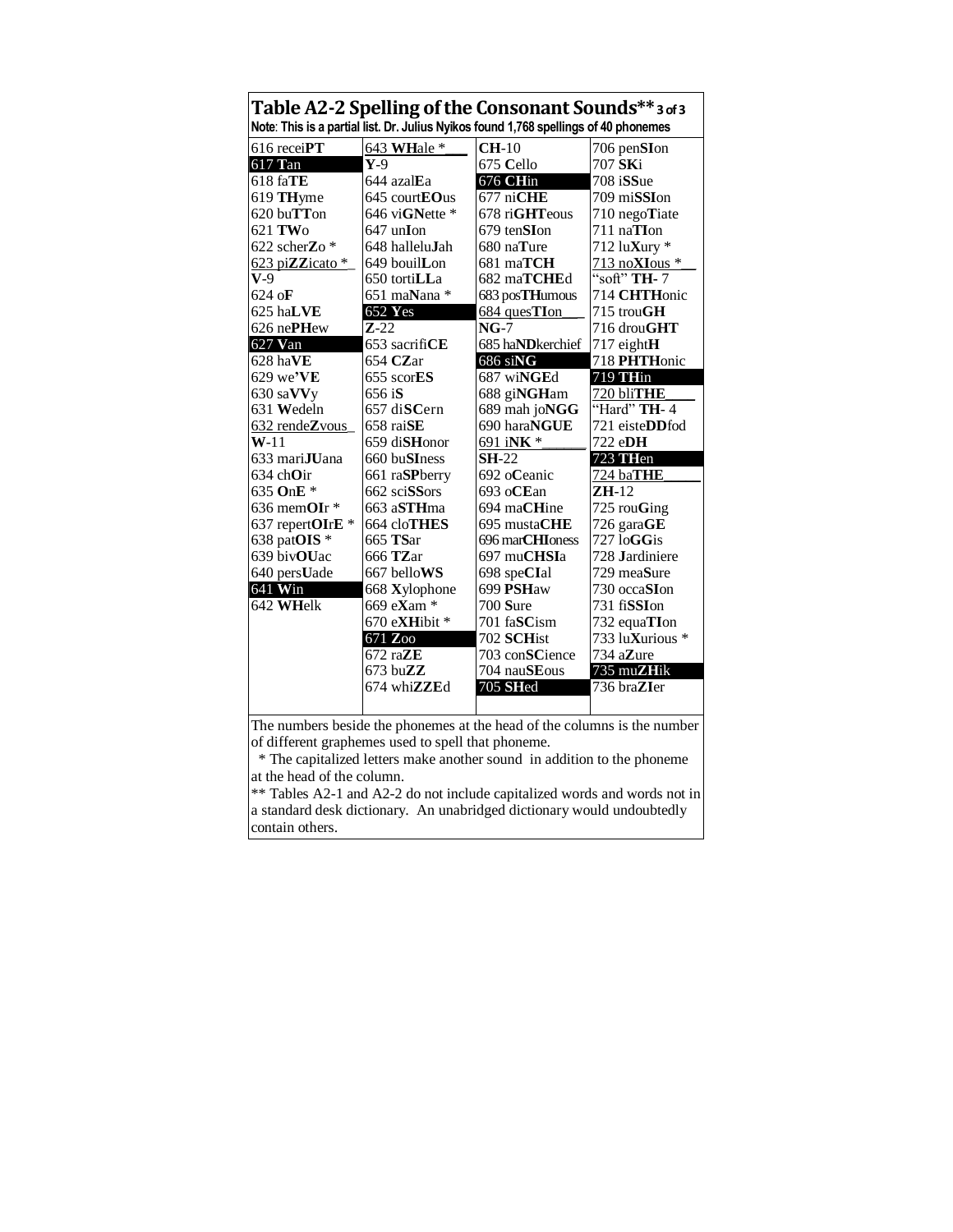# Table A2-2 Spelling of the Consonant Sounds** 3 of 3

**Note**: This is a partial list. Dr. Julius Nyikos found 1,768 spellings of 40 phonemes

| | | | |
|---|---|---|---|
| 616 recei**PT** | 643 **WH**ale * | **CH**-10 | 706 pen**SI**on |
| 617 **T**an | **Y**-9 | 675 **C**ello | 707 **SK**i |
| 618 fa**TE** | 644 azal**E**a | 676 **CH**in | 708 i**SS**ue |
| 619 **TH**yme | 645 court**EO**us | 677 ni**CHE** | 709 mi**SSI**on |
| 620 bu**TT**on | 646 vi**GN**ette * | 678 ri**GHT**eous | 710 nego**T**iate |
| 621 **TW**o | 647 un**I**on | 679 ten**SI**on | 711 na**TI**on |
| 622 scher**Z**o * | 648 hallelu**J**ah | 680 na**T**ure | 712 lu**X**ury * |
| 623 pi**ZZ**icato * | 649 bouil**L**on | 681 ma**TCH** | 713 no**XI**ous * |
| **V**-9 | 650 torti**LL**a | 682 ma**TCHE**d | "soft" **TH**- 7 |
| 624 o**F** | 651 ma**N**ana * | 683 pos**TH**umous | 714 **CHTH**onic |
| 625 ha**LVE** | 652 **Y**es | 684 ques**TI**on | 715 trou**GH** |
| 626 ne**PH**ew | **Z**-22 | **NG**-7 | 716 drou**GHT** |
| 627 **V**an | 653 sacrifi**CE** | 685 ha**ND**kerchief | 717 eight**H** |
| 628 ha**VE** | 654 **CZ**ar | 686 si**NG** | 718 **PHTH**onic |
| 629 we**'VE** | 655 scor**ES** | 687 wi**NGE**d | 719 **TH**in |
| 630 sa**VV**y | 656 i**S** | 688 gi**NGH**am | 720 bli**THE** |
| 631 **W**edeln | 657 di**SC**ern | 689 mah jo**NGG** | "Hard" **TH**- 4 |
| 632 rende**Z**vous | 658 rai**SE** | 690 hara**NGUE** | 721 eiste**DD**fod |
| **W**-11 | 659 di**SH**onor | 691 i**NK** * | 722 e**DH** |
| 633 mari**JU**ana | 660 bu**SI**ness | **SH**-22 | 723 **TH**en |
| 634 ch**O**ir | 661 ra**SP**berry | 692 o**C**eanic | 724 ba**THE** |
| 635 **O**n**E** * | 662 sci**SS**ors | 693 o**CE**an | **ZH**-12 |
| 636 mem**OI**r * | 663 a**STH**ma | 694 ma**CH**ine | 725 rou**G**ing |
| 637 repert**OI**r**E** * | 664 clo**THES** | 695 musta**CHE** | 726 gara**GE** |
| 638 pat**OIS** * | 665 **TS**ar | 696 mar**CHI**oness | 727 lo**GG**is |
| 639 biv**OU**ac | 666 **TZ**ar | 697 mu**CHSI**a | 728 **J**ardiniere |
| 640 pers**U**ade | 667 bello**WS** | 698 spe**CI**al | 729 mea**S**ure |
| 641 **W**in | 668 **X**ylophone | 699 **PSH**aw | 730 occa**SI**on |
| 642 **WH**elk | 669 e**X**am * | 700 **S**ure | 731 fi**SSI**on |
| | 670 e**XH**ibit * | 701 fa**SC**ism | 732 equa**TI**on |
| | 671 **Z**oo | 702 **SCH**ist | 733 lu**X**urious * |
| | 672 ra**ZE** | 703 con**SC**ience | 734 a**Z**ure |
| | 673 bu**ZZ** | 704 nau**SE**ous | 735 mu**ZH**ik |
| | 674 whi**ZZE**d | 705 **SH**ed | 736 bra**ZI**er |

The numbers beside the phonemes at the head of the columns is the number of different graphemes used to spell that phoneme.

\* The capitalized letters make another sound in addition to the phoneme at the head of the column.

** Tables A2-1 and A2-2 do not include capitalized words and words not in a standard desk dictionary. An unabridged dictionary would undoubtedly contain others.